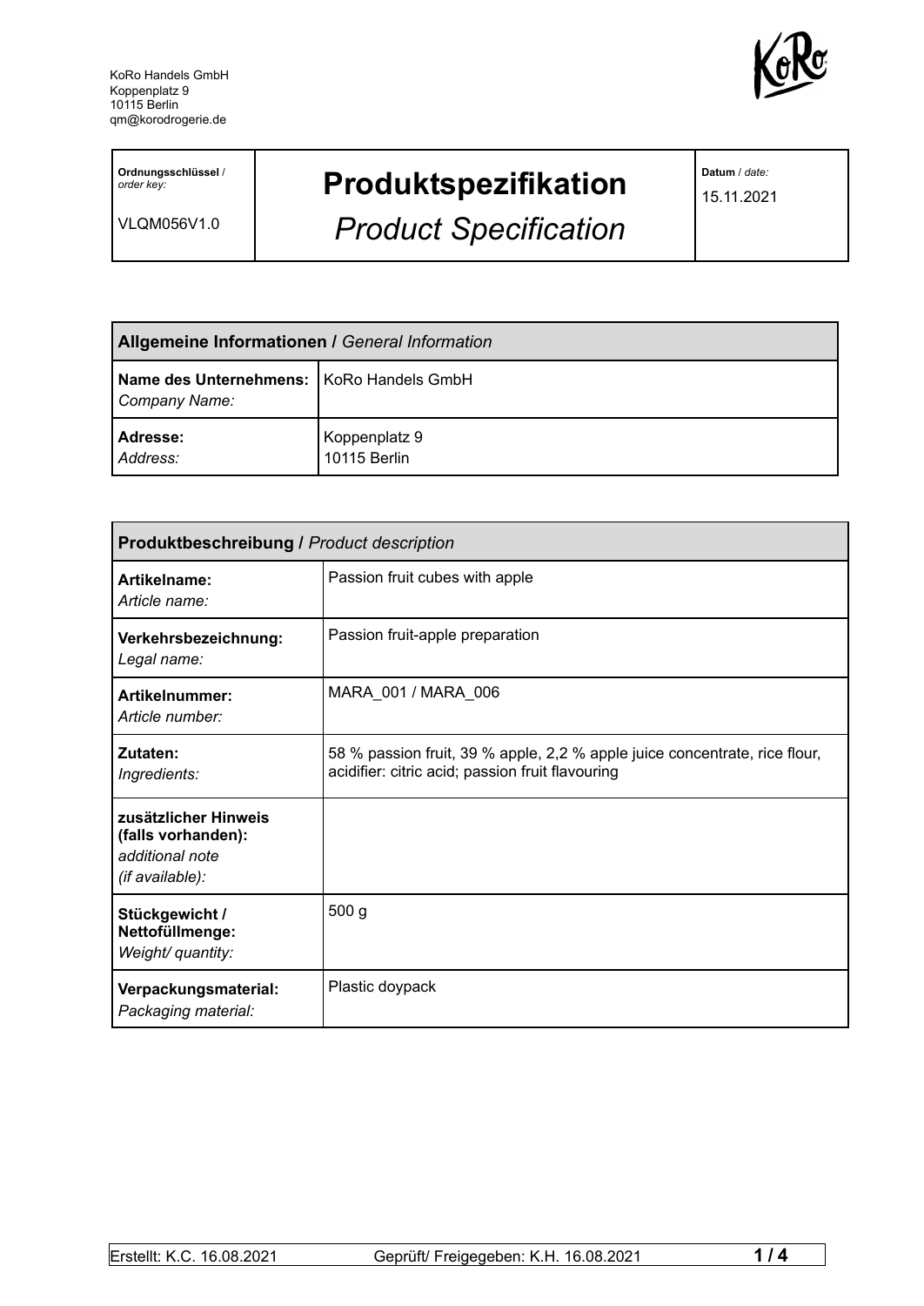KoRo Handels GmbH
Koppenplatz 9
10115 Berlin
qm@korodrogerie.de

| **Ordnungsschlüssel** / *order key:* VLQM056V1.0 | **Produktspezifikation** *Product Specification* | **Datum** / *date:* 15.11.2021 |
|---|---|---|

| **Allgemeine Informationen /** *General Information* | |
|---|---|
| **Name des Unternehmens:** *Company Name:* | KoRo Handels GmbH |
| **Adresse:** *Address:* | Koppenplatz 9 10115 Berlin |

| **Produktbeschreibung /** *Product description* | |
|---|---|
| **Artikelname:** *Article name:* | Passion fruit cubes with apple |
| **Verkehrsbezeichnung:** *Legal name:* | Passion fruit-apple preparation |
| **Artikelnummer:** *Article number:* | MARA_001 / MARA_006 |
| **Zutaten:** *Ingredients:* | 58 % passion fruit, 39 % apple, 2,2 % apple juice concentrate, rice flour, acidifier: citric acid; passion fruit flavouring |
| **zusätzlicher Hinweis (falls vorhanden):** *additional note (if available):* | |
| **Stückgewicht / Nettofüllmenge:** *Weight/ quantity:* | 500 g |
| **Verpackungsmaterial:** *Packaging material:* | Plastic doypack |

Erstellt: K.C. 16.08.2021 | Geprüft/ Freigegeben: K.H. 16.08.2021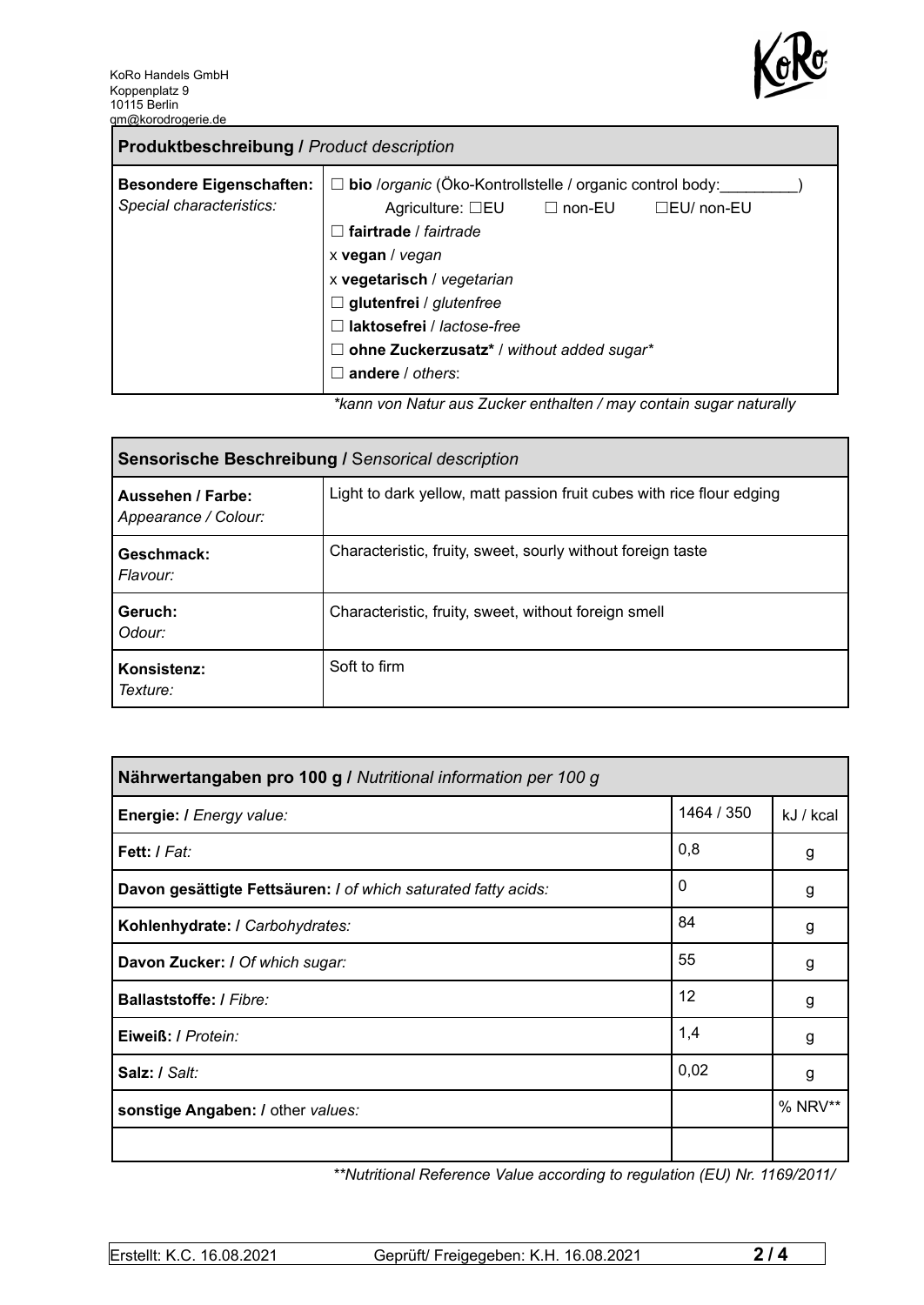KoRo Handels GmbH
Koppenplatz 9
10115 Berlin
qm@korodrogerie.de

| **Produktbeschreibung /** *Product description* | |
|---|---|
| **Besondere Eigenschaften:** *Special characteristics:* | ☐ **bio** /*organic* (Öko-Kontrollstelle / organic control body:_________) Agriculture: ☐EU ☐ non-EU ☐EU/ non-EU<br>☐ **fairtrade** / *fairtrade*<br>x **vegan** / *vegan*<br>x **vegetarisch** / *vegetarian*<br>☐ **glutenfrei** / *glutenfree*<br>☐ **laktosefrei** / *lactose-free*<br>☐ **ohne Zuckerzusatz*** / *without added sugar**<br>☐ **andere** / *others*: |

*\*kann von Natur aus Zucker enthalten / may contain sugar naturally*

| **Sensorische Beschreibung /** *Sensorical description* | |
|---|---|
| **Aussehen / Farbe:** *Appearance / Colour:* | Light to dark yellow, matt passion fruit cubes with rice flour edging |
| **Geschmack:** *Flavour:* | Characteristic, fruity, sweet, sourly without foreign taste |
| **Geruch:** *Odour:* | Characteristic, fruity, sweet, without foreign smell |
| **Konsistenz:** *Texture:* | Soft to firm |

| **Nährwertangaben pro 100 g /** *Nutritional information per 100 g* | | |
|---|---|---|
| **Energie: /** *Energy value:* | 1464 / 350 | kJ / kcal |
| **Fett: /** *Fat:* | 0,8 | g |
| **Davon gesättigte Fettsäuren: /** *of which saturated fatty acids:* | 0 | g |
| **Kohlenhydrate: /** *Carbohydrates:* | 84 | g |
| **Davon Zucker: /** *Of which sugar:* | 55 | g |
| **Ballaststoffe: /** *Fibre:* | 12 | g |
| **Eiweiß: /** *Protein:* | 1,4 | g |
| **Salz: /** *Salt:* | 0,02 | g |
| **sonstige Angaben: /** other *values:* | | % NRV** |
| | | |

*\*\*Nutritional Reference Value according to regulation (EU) Nr. 1169/2011/*

Erstellt: K.C. 16.08.2021 Geprüft/ Freigegeben: K.H. 16.08.2021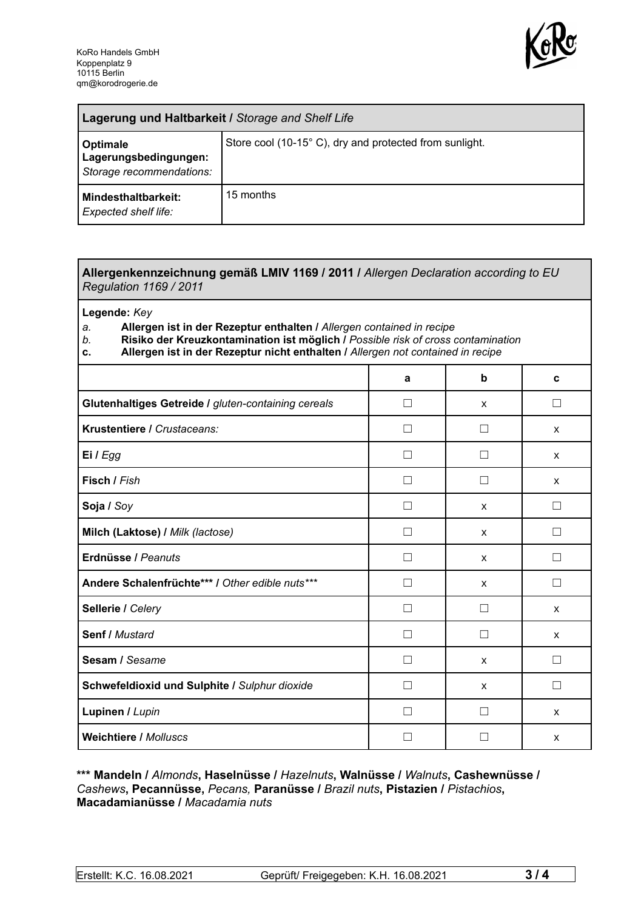KoRo Handels GmbH
Koppenplatz 9
10115 Berlin
qm@korodrogerie.de

| **Lagerung und Haltbarkeit /** *Storage and Shelf Life* | |
|---|---|
| **Optimale Lagerungsbedingungen:** *Storage recommendations:* | Store cool (10-15° C), dry and protected from sunlight. |
| **Mindesthaltbarkeit:** *Expected shelf life:* | 15 months |

**Allergenkennzeichnung gemäß LMIV 1169 / 2011 /** *Allergen Declaration according to EU Regulation 1169 / 2011*

**Legende:** *Key*

*a.* **Allergen ist in der Rezeptur enthalten /** *Allergen contained in recipe*
*b.* **Risiko der Kreuzkontamination ist möglich /** *Possible risk of cross contamination*
**c. Allergen ist in der Rezeptur nicht enthalten /** *Allergen not contained in recipe*

| | a | b | c |
|---|---|---|---|
| **Glutenhaltiges Getreide /** *gluten-containing cereals* | ☐ | x | ☐ |
| **Krustentiere /** *Crustaceans:* | ☐ | ☐ | x |
| **Ei /** *Egg* | ☐ | ☐ | x |
| **Fisch /** *Fish* | ☐ | ☐ | x |
| **Soja /** *Soy* | ☐ | x | ☐ |
| **Milch (Laktose) /** *Milk (lactose)* | ☐ | x | ☐ |
| **Erdnüsse /** *Peanuts* | ☐ | x | ☐ |
| **Andere Schalenfrüchte*** /** *Other edible nuts**** | ☐ | x | ☐ |
| **Sellerie /** *Celery* | ☐ | ☐ | x |
| **Senf /** *Mustard* | ☐ | ☐ | x |
| **Sesam /** *Sesame* | ☐ | x | ☐ |
| **Schwefeldioxid und Sulphite /** *Sulphur dioxide* | ☐ | x | ☐ |
| **Lupinen /** *Lupin* | ☐ | ☐ | x |
| **Weichtiere /** *Molluscs* | ☐ | ☐ | x |

**\*\*\* Mandeln /** *Almonds*, **Haselnüsse /** *Hazelnuts*, **Walnüsse /** *Walnuts*, **Cashewnüsse /** *Cashews*, **Pecannüsse,** *Pecans,* **Paranüsse /** *Brazil nuts*, **Pistazien /** *Pistachios*, **Macadamianüsse /** *Macadamia nuts*

Erstellt: K.C. 16.08.2021 Geprüft/ Freigegeben: K.H. 16.08.2021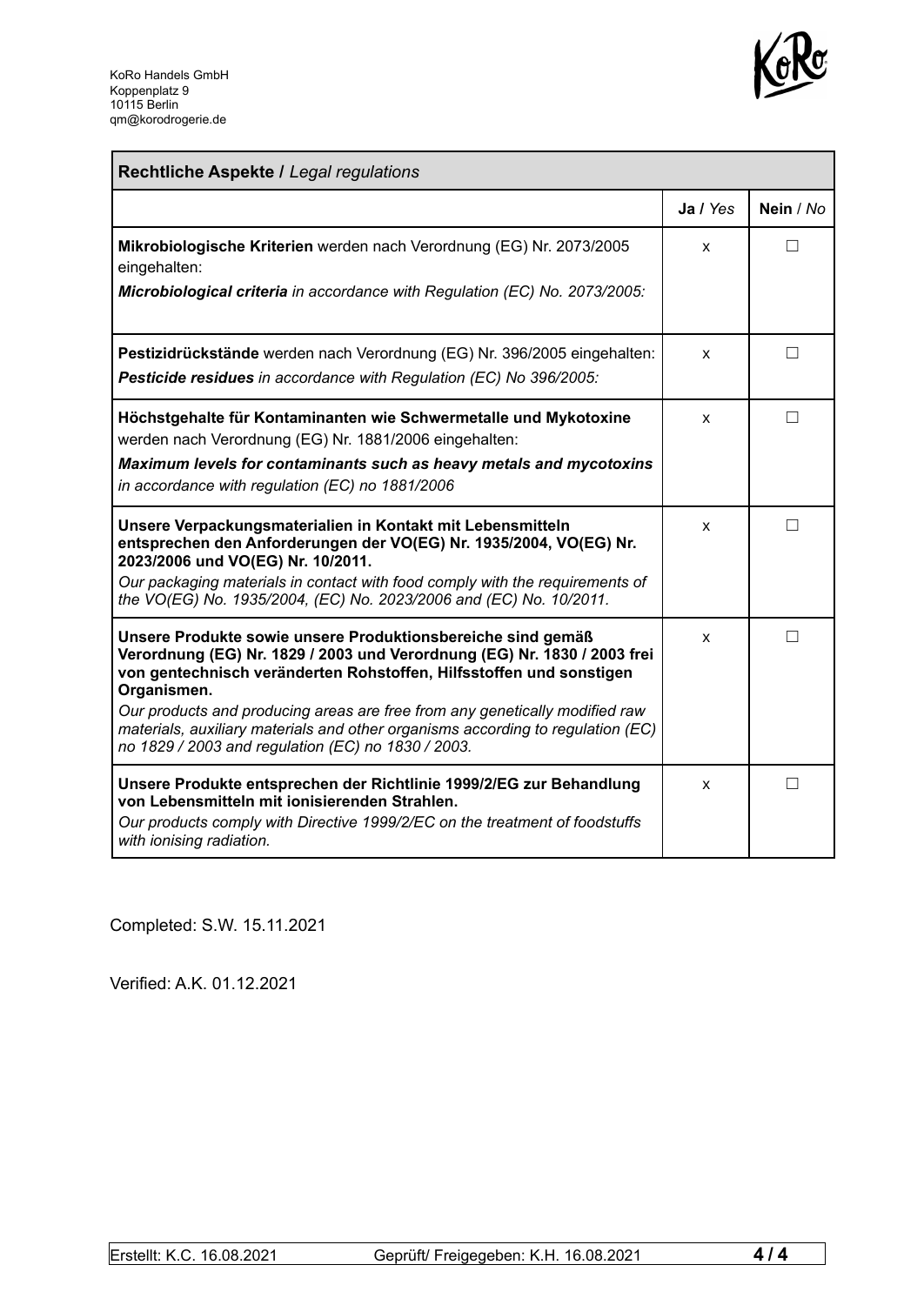KoRo Handels GmbH
Koppenplatz 9
10115 Berlin
qm@korodrogerie.de

| **Rechtliche Aspekte /** *Legal regulations* | | |
|---|---|---|
| | **Ja /** *Yes* | **Nein** / *No* |
| **Mikrobiologische Kriterien** werden nach Verordnung (EG) Nr. 2073/2005 eingehalten: ***Microbiological criteria** in accordance with Regulation (EC) No. 2073/2005:* | x | ☐ |
| **Pestizidrückstände** werden nach Verordnung (EG) Nr. 396/2005 eingehalten: ***Pesticide residues** in accordance with Regulation (EC) No 396/2005:* | x | ☐ |
| **Höchstgehalte für Kontaminanten wie Schwermetalle und Mykotoxine** werden nach Verordnung (EG) Nr. 1881/2006 eingehalten: ***Maximum levels for contaminants such as heavy metals and mycotoxins** in accordance with regulation (EC) no 1881/2006* | x | ☐ |
| **Unsere Verpackungsmaterialien in Kontakt mit Lebensmitteln entsprechen den Anforderungen der VO(EG) Nr. 1935/2004, VO(EG) Nr. 2023/2006 und VO(EG) Nr. 10/2011.** *Our packaging materials in contact with food comply with the requirements of the VO(EG) No. 1935/2004, (EC) No. 2023/2006 and (EC) No. 10/2011.* | x | ☐ |
| **Unsere Produkte sowie unsere Produktionsbereiche sind gemäß Verordnung (EG) Nr. 1829 / 2003 und Verordnung (EG) Nr. 1830 / 2003 frei von gentechnisch veränderten Rohstoffen, Hilfsstoffen und sonstigen Organismen.** *Our products and producing areas are free from any genetically modified raw materials, auxiliary materials and other organisms according to regulation (EC) no 1829 / 2003 and regulation (EC) no 1830 / 2003.* | x | ☐ |
| **Unsere Produkte entsprechen der Richtlinie 1999/2/EG zur Behandlung von Lebensmitteln mit ionisierenden Strahlen.** *Our products comply with Directive 1999/2/EC on the treatment of foodstuffs with ionising radiation.* | x | ☐ |

Completed: S.W. 15.11.2021

Verified: A.K. 01.12.2021

Erstellt: K.C. 16.08.2021 Geprüft/ Freigegeben: K.H. 16.08.2021